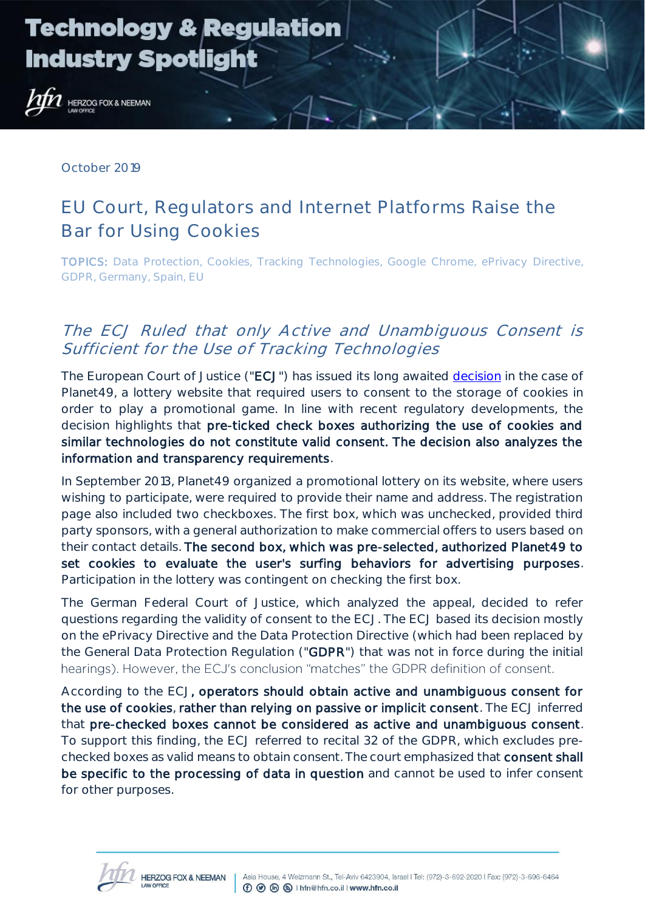October 2019

# EU Court, Regulators and Internet Platforms Raise the Bar for Using Cookies

**TOPICS:** Data Protection, Cookies, Tracking Technologies, Google Chrome, ePrivacy Directive, GDPR, Germany, Spain, EU

## *The ECJ Ruled that only Active and Unambiguous Consent is Sufficient for the Use of Tracking Technologies*

The European Court of Justice ("**ECJ**") has issued its long awaited decision in the case of Planet49, a lottery website that required users to consent to the storage of cookies in order to play a promotional game. In line with recent regulatory developments, the decision highlights that **pre-ticked check boxes authorizing the use of cookies and similar technologies do not constitute valid consent. The decision also analyzes the information and transparency requirements**.

In September 2013, Planet49 organized a promotional lottery on its website, where users wishing to participate, were required to provide their name and address. The registration page also included two checkboxes. The first box, which was unchecked, provided third party sponsors, with a general authorization to make commercial offers to users based on their contact details. **The second box, which was pre-selected, authorized Planet49 to set cookies to evaluate the user's surfing behaviors for advertising purposes**. Participation in the lottery was contingent on checking the first box.

The German Federal Court of Justice, which analyzed the appeal, decided to refer questions regarding the validity of consent to the ECJ. The ECJ based its decision mostly on the ePrivacy Directive and the Data Protection Directive (which had been replaced by the General Data Protection Regulation ("**GDPR**") that was not in force during the initial hearings). However, the ECJ's conclusion "matches" the GDPR definition of consent.

According to the ECJ, **operators should obtain active and unambiguous consent for the use of cookies**, **rather than relying on passive or implicit consent**. The ECJ inferred that **pre-checked boxes cannot be considered as active and unambiguous consent**. To support this finding, the ECJ referred to recital 32 of the GDPR, which excludes pre-checked boxes as valid means to obtain consent. The court emphasized that **consent shall be specific to the processing of data in question** and cannot be used to infer consent for other purposes.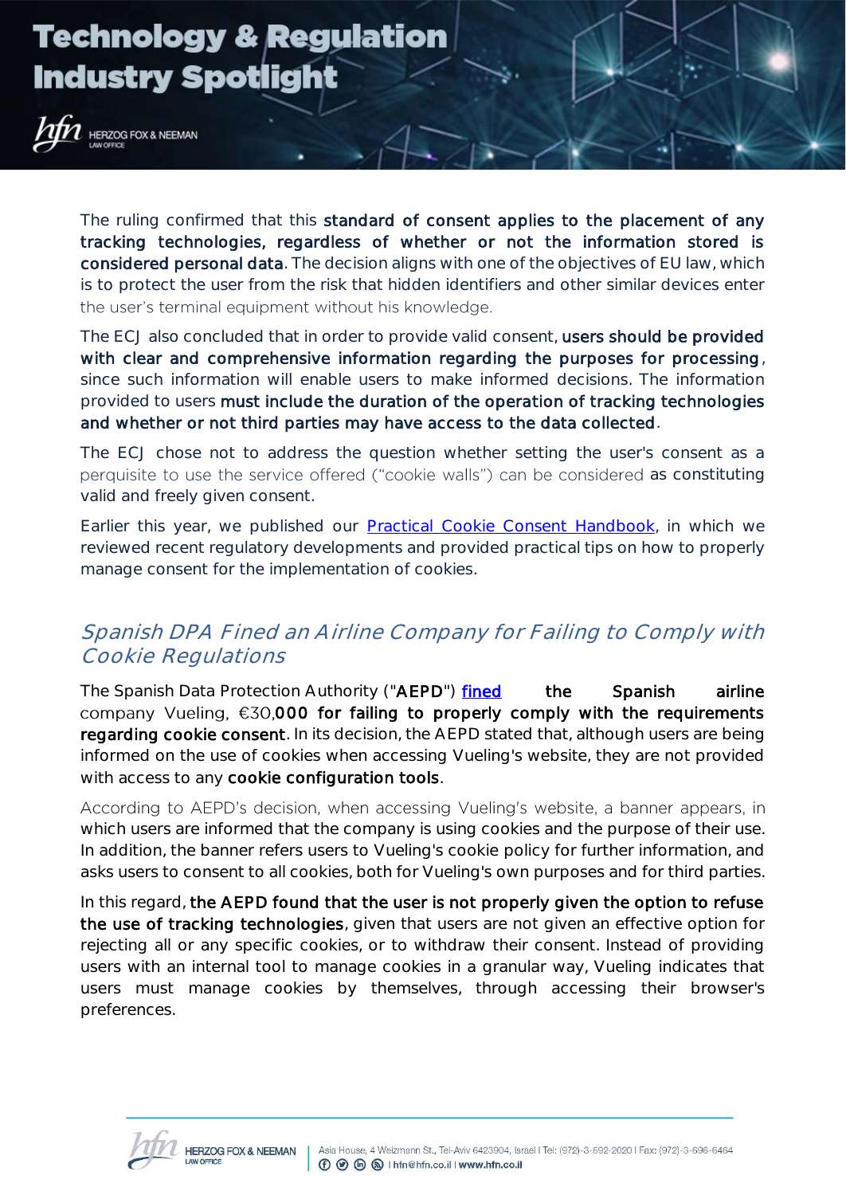The ruling confirmed that this **standard of consent applies to the placement of any tracking technologies, regardless of whether or not the information stored is considered personal data**. The decision aligns with one of the objectives of EU law, which is to protect the user from the risk that hidden identifiers and other similar devices enter the user's terminal equipment without his knowledge.

The ECJ also concluded that in order to provide valid consent, **users should be provided with clear and comprehensive information regarding the purposes for processing**, since such information will enable users to make informed decisions. The information provided to users **must include the duration of the operation of tracking technologies and whether or not third parties may have access to the data collected**.

The ECJ chose not to address the question whether setting the user's consent as a perquisite to use the service offered ("cookie walls") can be considered as constituting valid and freely given consent.

Earlier this year, we published our [Practical Cookie Consent Handbook](), in which we reviewed recent regulatory developments and provided practical tips on how to properly manage consent for the implementation of cookies.

## *Spanish DPA Fined an Airline Company for Failing to Comply with Cookie Regulations*

The Spanish Data Protection Authority ("**AEPD**") [fined]() the Spanish airline company Vueling, €30,000 **for failing to properly comply with the requirements regarding cookie consent**. In its decision, the AEPD stated that, although users are being informed on the use of cookies when accessing Vueling's website, they are not provided with access to any **cookie configuration tools**.

According to AEPD's decision, when accessing Vueling's website, a banner appears, in which users are informed that the company is using cookies and the purpose of their use. In addition, the banner refers users to Vueling's cookie policy for further information, and asks users to consent to all cookies, both for Vueling's own purposes and for third parties.

In this regard, **the AEPD found that the user is not properly given the option to refuse the use of tracking technologies**, given that users are not given an effective option for rejecting all or any specific cookies, or to withdraw their consent. Instead of providing users with an internal tool to manage cookies in a granular way, Vueling indicates that users must manage cookies by themselves, through accessing their browser's preferences.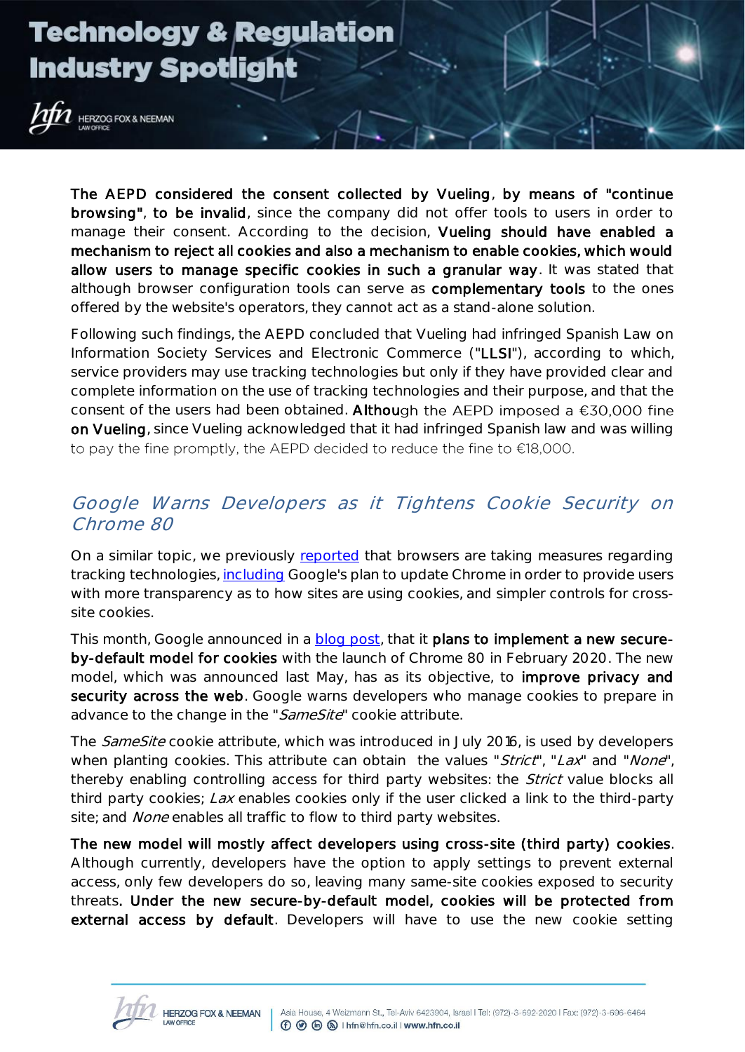**The AEPD considered the consent collected by Vueling**, **by means of "continue browsing", to be invalid**, since the company did not offer tools to users in order to manage their consent. According to the decision, **Vueling should have enabled a mechanism to reject all cookies and also a mechanism to enable cookies, which would allow users to manage specific cookies in such a granular way**. It was stated that although browser configuration tools can serve as **complementary tools** to the ones offered by the website's operators, they cannot act as a stand-alone solution.

Following such findings, the AEPD concluded that Vueling had infringed Spanish Law on Information Society Services and Electronic Commerce ("**LLSI**"), according to which, service providers may use tracking technologies but only if they have provided clear and complete information on the use of tracking technologies and their purpose, and that the consent of the users had been obtained. **Although** the AEPD imposed a €30,000 fine **on Vueling**, since Vueling acknowledged that it had infringed Spanish law and was willing to pay the fine promptly, the AEPD decided to reduce the fine to €18,000.

## *Google Warns Developers as it Tightens Cookie Security on Chrome 80*

On a similar topic, we previously [reported] that browsers are taking measures regarding tracking technologies, [including] Google's plan to update Chrome in order to provide users with more transparency as to how sites are using cookies, and simpler controls for cross-site cookies.

This month, Google announced in a [blog post], that it **plans to implement a new secure-by-default model for cookies** with the launch of Chrome 80 in February 2020. The new model, which was announced last May, has as its objective, to **improve privacy and security across the web**. Google warns developers who manage cookies to prepare in advance to the change in the "*SameSite*" cookie attribute.

The *SameSite* cookie attribute, which was introduced in July 2016, is used by developers when planting cookies. This attribute can obtain the values "*Strict*", "*Lax*" and "*None*", thereby enabling controlling access for third party websites: the *Strict* value blocks all third party cookies; *Lax* enables cookies only if the user clicked a link to the third-party site; and *None* enables all traffic to flow to third party websites.

**The new model will mostly affect developers using cross-site (third party) cookies**. Although currently, developers have the option to apply settings to prevent external access, only few developers do so, leaving many same-site cookies exposed to security threats**. Under the new secure-by-default model, cookies will be protected from external access by default**. Developers will have to use the new cookie setting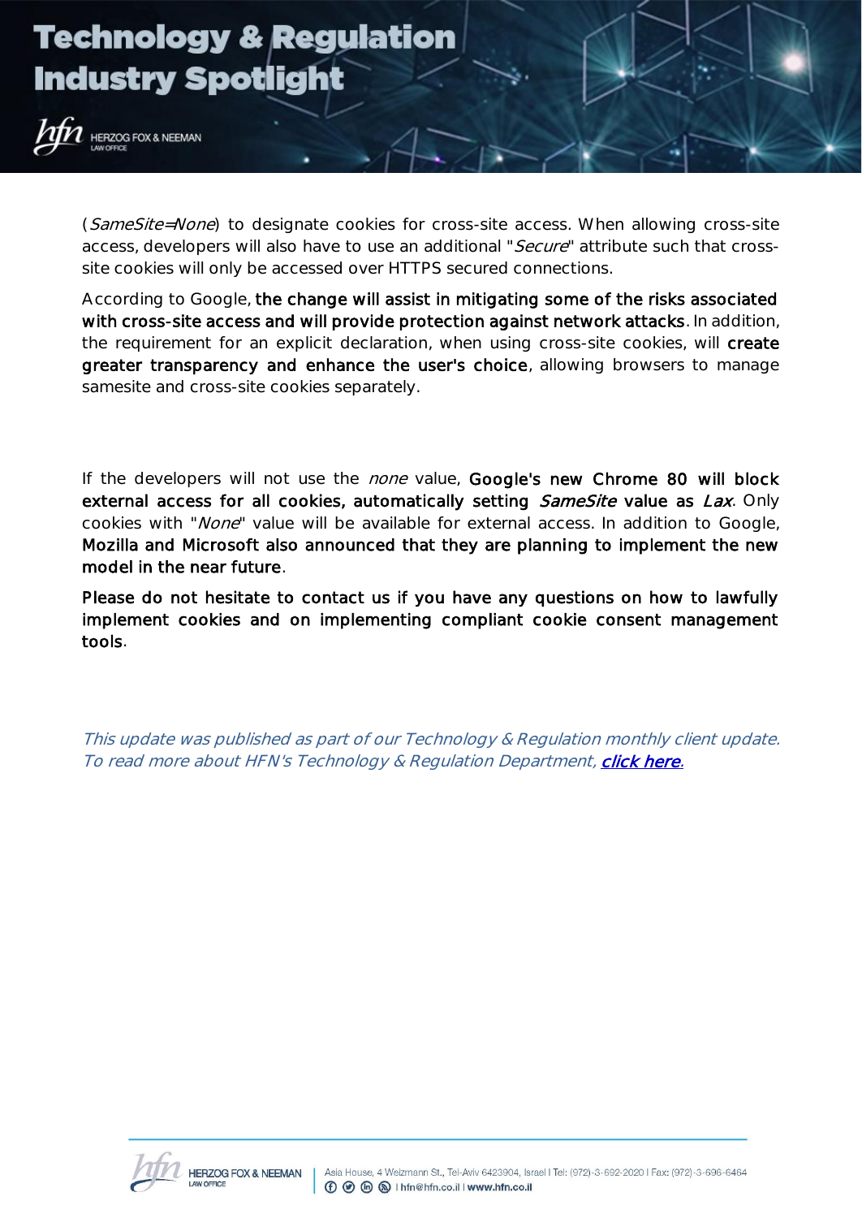(*SameSite=None*) to designate cookies for cross-site access. When allowing cross-site access, developers will also have to use an additional "*Secure*" attribute such that cross-site cookies will only be accessed over HTTPS secured connections.

According to Google, **the change will assist in mitigating some of the risks associated with cross-site access and will provide protection against network attacks**. In addition, the requirement for an explicit declaration, when using cross-site cookies, will **create greater transparency and enhance the user's choice**, allowing browsers to manage samesite and cross-site cookies separately.

If the developers will not use the *none* value, **Google's new Chrome 80 will block external access for all cookies, automatically setting *SameSite* value as *Lax***. Only cookies with "*None*" value will be available for external access. In addition to Google, **Mozilla and Microsoft also announced that they are planning to implement the new model in the near future**.

**Please do not hesitate to contact us if you have any questions on how to lawfully implement cookies and on implementing compliant cookie consent management tools**.

*This update was published as part of our Technology & Regulation monthly client update. To read more about HFN's Technology & Regulation Department, **click here**.*